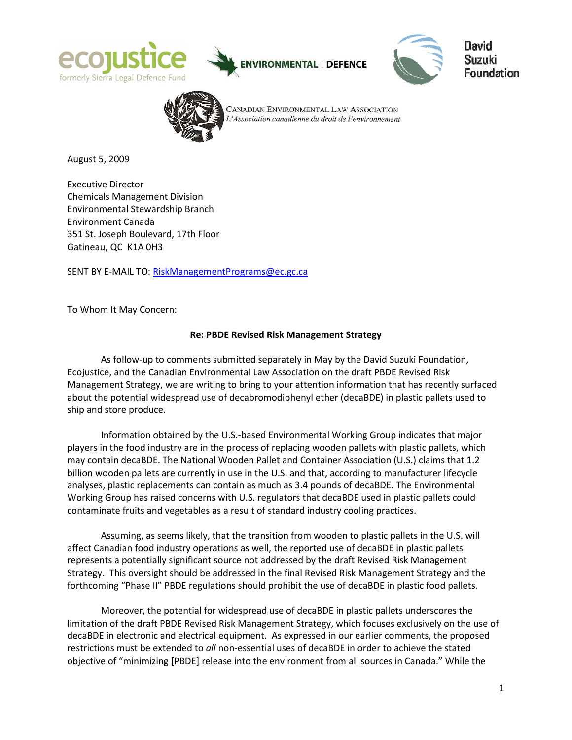ecojustice
formerly Sierra Legal Defence Fund

ENVIRONMENTAL | DEFENCE

David Suzuki Foundation

CANADIAN ENVIRONMENTAL LAW ASSOCIATION
*L'Association canadienne du droit de l'environnement*

August 5, 2009

Executive Director
Chemicals Management Division
Environmental Stewardship Branch
Environment Canada
351 St. Joseph Boulevard, 17th Floor
Gatineau, QC K1A 0H3

SENT BY E-MAIL TO: RiskManagementPrograms@ec.gc.ca

To Whom It May Concern:

**Re: PBDE Revised Risk Management Strategy**

As follow-up to comments submitted separately in May by the David Suzuki Foundation, Ecojustice, and the Canadian Environmental Law Association on the draft PBDE Revised Risk Management Strategy, we are writing to bring to your attention information that has recently surfaced about the potential widespread use of decabromodiphenyl ether (decaBDE) in plastic pallets used to ship and store produce.

Information obtained by the U.S.-based Environmental Working Group indicates that major players in the food industry are in the process of replacing wooden pallets with plastic pallets, which may contain decaBDE. The National Wooden Pallet and Container Association (U.S.) claims that 1.2 billion wooden pallets are currently in use in the U.S. and that, according to manufacturer lifecycle analyses, plastic replacements can contain as much as 3.4 pounds of decaBDE. The Environmental Working Group has raised concerns with U.S. regulators that decaBDE used in plastic pallets could contaminate fruits and vegetables as a result of standard industry cooling practices.

Assuming, as seems likely, that the transition from wooden to plastic pallets in the U.S. will affect Canadian food industry operations as well, the reported use of decaBDE in plastic pallets represents a potentially significant source not addressed by the draft Revised Risk Management Strategy. This oversight should be addressed in the final Revised Risk Management Strategy and the forthcoming "Phase II" PBDE regulations should prohibit the use of decaBDE in plastic food pallets.

Moreover, the potential for widespread use of decaBDE in plastic pallets underscores the limitation of the draft PBDE Revised Risk Management Strategy, which focuses exclusively on the use of decaBDE in electronic and electrical equipment. As expressed in our earlier comments, the proposed restrictions must be extended to *all* non-essential uses of decaBDE in order to achieve the stated objective of "minimizing [PBDE] release into the environment from all sources in Canada." While the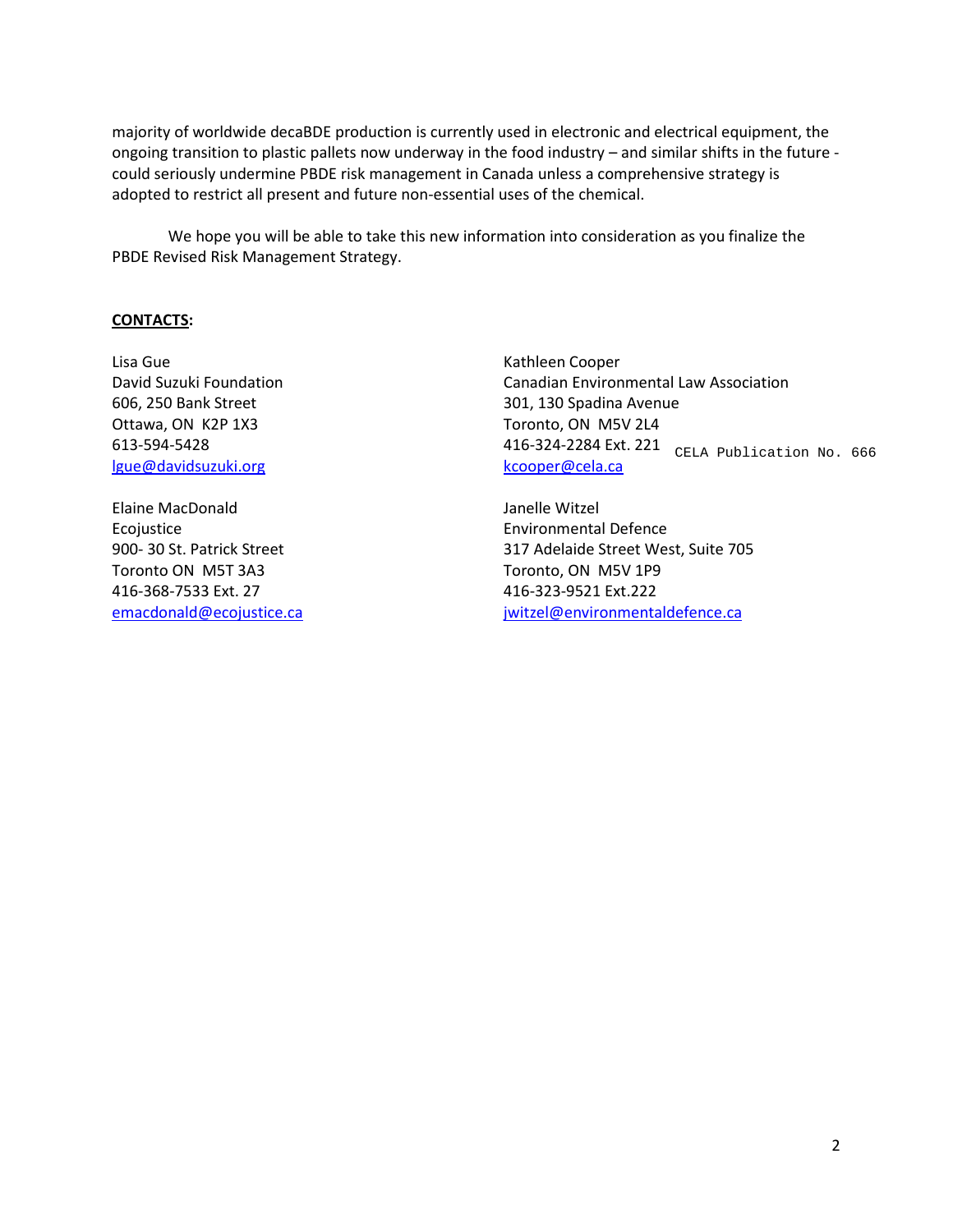majority of worldwide decaBDE production is currently used in electronic and electrical equipment, the ongoing transition to plastic pallets now underway in the food industry – and similar shifts in the future - could seriously undermine PBDE risk management in Canada unless a comprehensive strategy is adopted to restrict all present and future non-essential uses of the chemical.

We hope you will be able to take this new information into consideration as you finalize the PBDE Revised Risk Management Strategy.

**CONTACTS:**

Lisa Gue
David Suzuki Foundation
606, 250 Bank Street
Ottawa, ON K2P 1X3
613-594-5428
lgue@davidsuzuki.org

Kathleen Cooper
Canadian Environmental Law Association
301, 130 Spadina Avenue
Toronto, ON M5V 2L4
416-324-2284 Ext. 221
kcooper@cela.ca

CELA Publication No. 666

Elaine MacDonald
Ecojustice
900- 30 St. Patrick Street
Toronto ON M5T 3A3
416-368-7533 Ext. 27
emacdonald@ecojustice.ca

Janelle Witzel
Environmental Defence
317 Adelaide Street West, Suite 705
Toronto, ON M5V 1P9
416-323-9521 Ext.222
jwitzel@environmentaldefence.ca